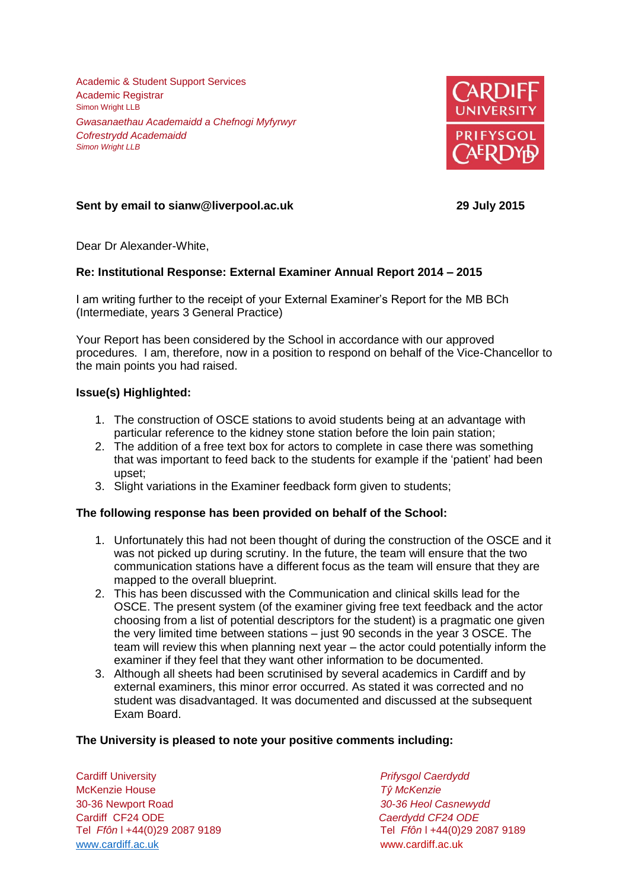Academic & Student Support Services
Academic Registrar
Simon Wright LLB

*Gwasanaethau Academaidd a Chefnogi Myfyrwyr*
*Cofrestrydd Academaidd*
*Simon Wright LLB*

CARDIFF UNIVERSITY
PRIFYSGOL CAERDYDD

**Sent by email to sianw@liverpool.ac.uk** **29 July 2015**

Dear Dr Alexander-White,

**Re: Institutional Response: External Examiner Annual Report 2014 – 2015**

I am writing further to the receipt of your External Examiner's Report for the MB BCh (Intermediate, years 3 General Practice)

Your Report has been considered by the School in accordance with our approved procedures. I am, therefore, now in a position to respond on behalf of the Vice-Chancellor to the main points you had raised.

**Issue(s) Highlighted:**

1. The construction of OSCE stations to avoid students being at an advantage with particular reference to the kidney stone station before the loin pain station;
2. The addition of a free text box for actors to complete in case there was something that was important to feed back to the students for example if the 'patient' had been upset;
3. Slight variations in the Examiner feedback form given to students;

**The following response has been provided on behalf of the School:**

1. Unfortunately this had not been thought of during the construction of the OSCE and it was not picked up during scrutiny. In the future, the team will ensure that the two communication stations have a different focus as the team will ensure that they are mapped to the overall blueprint.
2. This has been discussed with the Communication and clinical skills lead for the OSCE. The present system (of the examiner giving free text feedback and the actor choosing from a list of potential descriptors for the student) is a pragmatic one given the very limited time between stations – just 90 seconds in the year 3 OSCE. The team will review this when planning next year – the actor could potentially inform the examiner if they feel that they want other information to be documented.
3. Although all sheets had been scrutinised by several academics in Cardiff and by external examiners, this minor error occurred. As stated it was corrected and no student was disadvantaged. It was documented and discussed at the subsequent Exam Board.

**The University is pleased to note your positive comments including:**

Cardiff University
McKenzie House
30-36 Newport Road
Cardiff CF24 ODE
Tel *Ffôn* l +44(0)29 2087 9189
www.cardiff.ac.uk

*Prifysgol Caerdydd*
*Tŷ McKenzie*
*30-36 Heol Casnewydd*
*Caerdydd CF24 ODE*
Tel *Ffôn* l +44(0)29 2087 9189
www.cardiff.ac.uk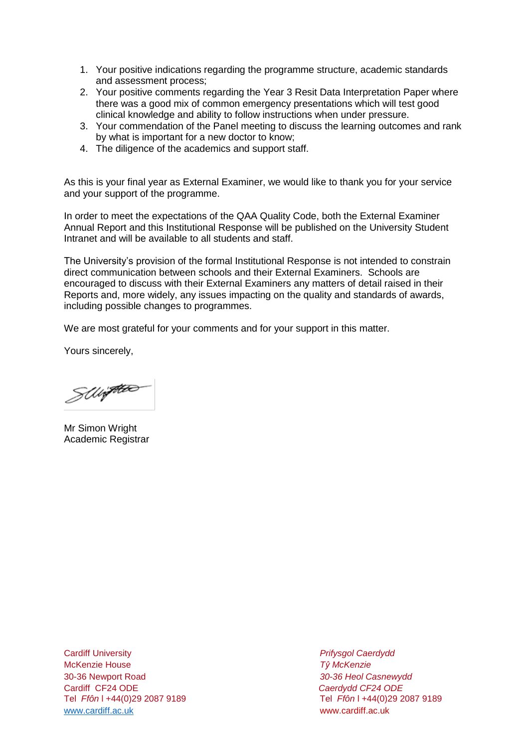1. Your positive indications regarding the programme structure, academic standards and assessment process;
2. Your positive comments regarding the Year 3 Resit Data Interpretation Paper where there was a good mix of common emergency presentations which will test good clinical knowledge and ability to follow instructions when under pressure.
3. Your commendation of the Panel meeting to discuss the learning outcomes and rank by what is important for a new doctor to know;
4. The diligence of the academics and support staff.

As this is your final year as External Examiner, we would like to thank you for your service and your support of the programme.

In order to meet the expectations of the QAA Quality Code, both the External Examiner Annual Report and this Institutional Response will be published on the University Student Intranet and will be available to all students and staff.

The University's provision of the formal Institutional Response is not intended to constrain direct communication between schools and their External Examiners. Schools are encouraged to discuss with their External Examiners any matters of detail raised in their Reports and, more widely, any issues impacting on the quality and standards of awards, including possible changes to programmes.

We are most grateful for your comments and for your support in this matter.

Yours sincerely,

Mr Simon Wright
Academic Registrar

Cardiff University
McKenzie House
30-36 Newport Road
Cardiff CF24 ODE
Tel *Ffôn* l +44(0)29 2087 9189
www.cardiff.ac.uk

*Prifysgol Caerdydd*
*Tŷ McKenzie*
*30-36 Heol Casnewydd*
*Caerdydd CF24 ODE*
Tel *Ffôn* l +44(0)29 2087 9189
www.cardiff.ac.uk